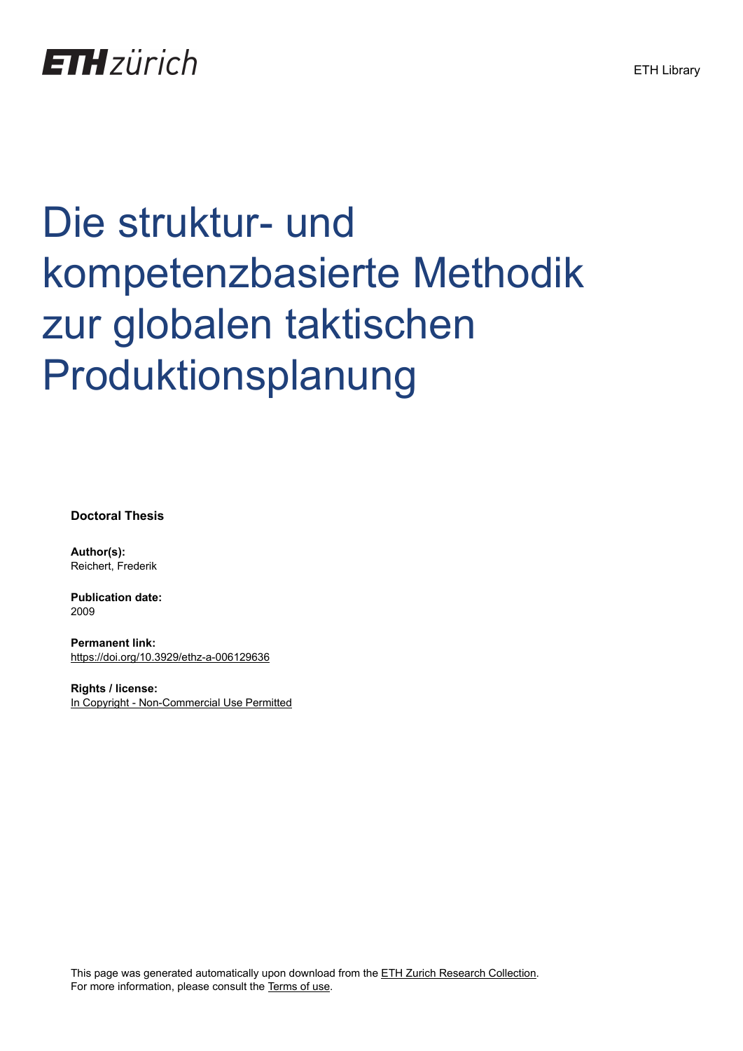ETH zürich

ETH Library

# Die struktur- und kompetenzbasierte Methodik zur globalen taktischen Produktionsplanung

**Doctoral Thesis**

**Author(s):**
Reichert, Frederik

**Publication date:**
2009

**Permanent link:**
https://doi.org/10.3929/ethz-a-006129636

**Rights / license:**
In Copyright - Non-Commercial Use Permitted

This page was generated automatically upon download from the ETH Zurich Research Collection.
For more information, please consult the Terms of use.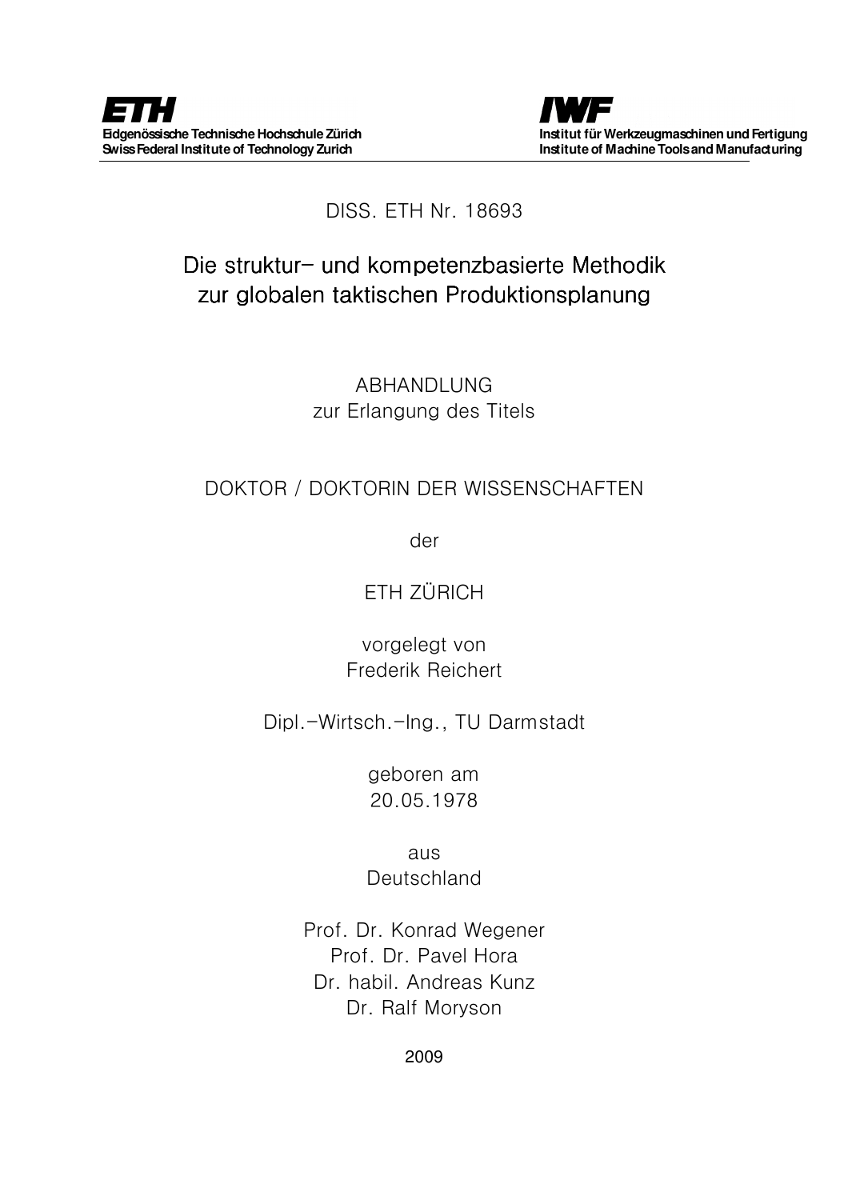**ETH**
**Eidgenössische Technische Hochschule Zürich**
**Swiss Federal Institute of Technology Zurich**

**IWF**
**Institut für Werkzeugmaschinen und Fertigung**
**Institute of Machine Tools and Manufacturing**

DISS. ETH Nr. 18693

# Die struktur- und kompetenzbasierte Methodik zur globalen taktischen Produktionsplanung

ABHANDLUNG
zur Erlangung des Titels

DOKTOR / DOKTORIN DER WISSENSCHAFTEN

der

ETH ZÜRICH

vorgelegt von
Frederik Reichert

Dipl.-Wirtsch.-Ing., TU Darmstadt

geboren am
20.05.1978

aus
Deutschland

Prof. Dr. Konrad Wegener
Prof. Dr. Pavel Hora
Dr. habil. Andreas Kunz
Dr. Ralf Moryson

2009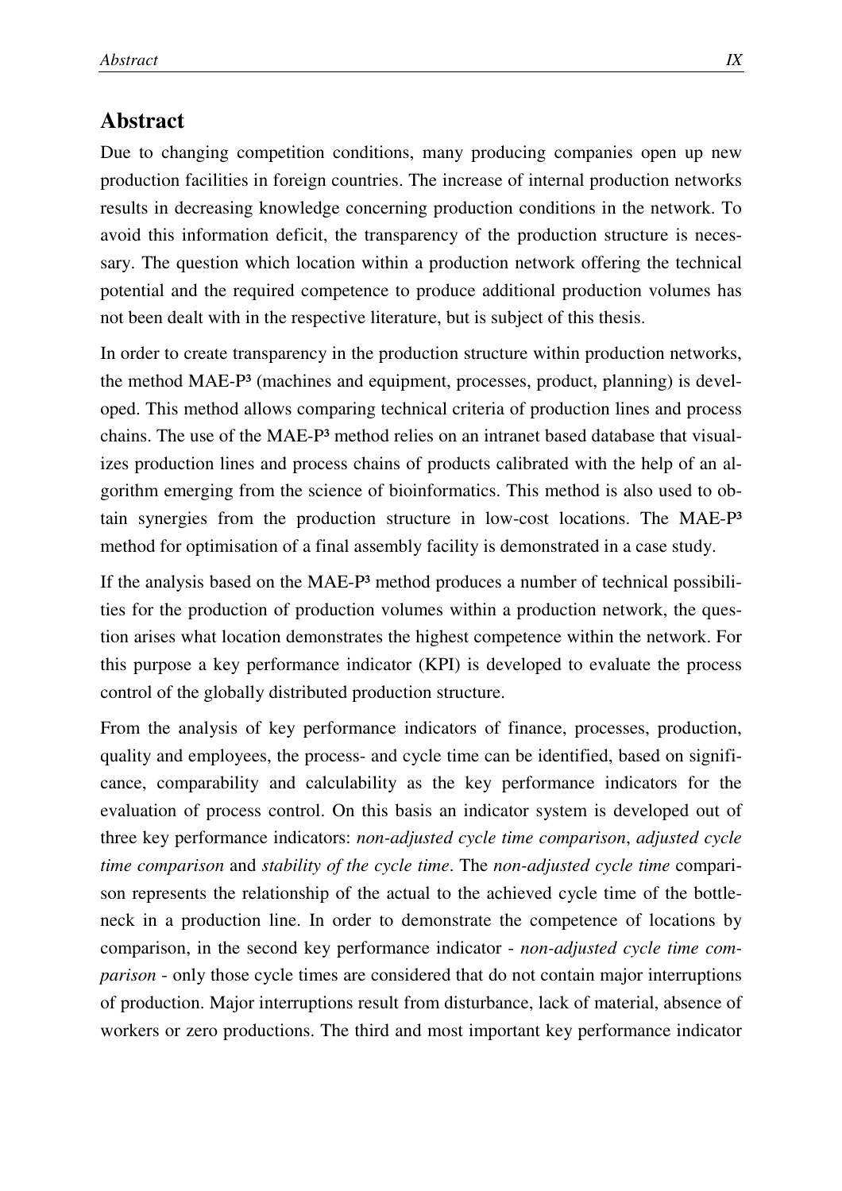## Abstract

Due to changing competition conditions, many producing companies open up new production facilities in foreign countries. The increase of internal production networks results in decreasing knowledge concerning production conditions in the network. To avoid this information deficit, the transparency of the production structure is necessary. The question which location within a production network offering the technical potential and the required competence to produce additional production volumes has not been dealt with in the respective literature, but is subject of this thesis.

In order to create transparency in the production structure within production networks, the method MAE-P³ (machines and equipment, processes, product, planning) is developed. This method allows comparing technical criteria of production lines and process chains. The use of the MAE-P³ method relies on an intranet based database that visualizes production lines and process chains of products calibrated with the help of an algorithm emerging from the science of bioinformatics. This method is also used to obtain synergies from the production structure in low-cost locations. The MAE-P³ method for optimisation of a final assembly facility is demonstrated in a case study.

If the analysis based on the MAE-P³ method produces a number of technical possibilities for the production of production volumes within a production network, the question arises what location demonstrates the highest competence within the network. For this purpose a key performance indicator (KPI) is developed to evaluate the process control of the globally distributed production structure.

From the analysis of key performance indicators of finance, processes, production, quality and employees, the process- and cycle time can be identified, based on significance, comparability and calculability as the key performance indicators for the evaluation of process control. On this basis an indicator system is developed out of three key performance indicators: *non-adjusted cycle time comparison*, *adjusted cycle time comparison* and *stability of the cycle time*. The *non-adjusted cycle time* comparison represents the relationship of the actual to the achieved cycle time of the bottleneck in a production line. In order to demonstrate the competence of locations by comparison, in the second key performance indicator - *non-adjusted cycle time comparison* - only those cycle times are considered that do not contain major interruptions of production. Major interruptions result from disturbance, lack of material, absence of workers or zero productions. The third and most important key performance indicator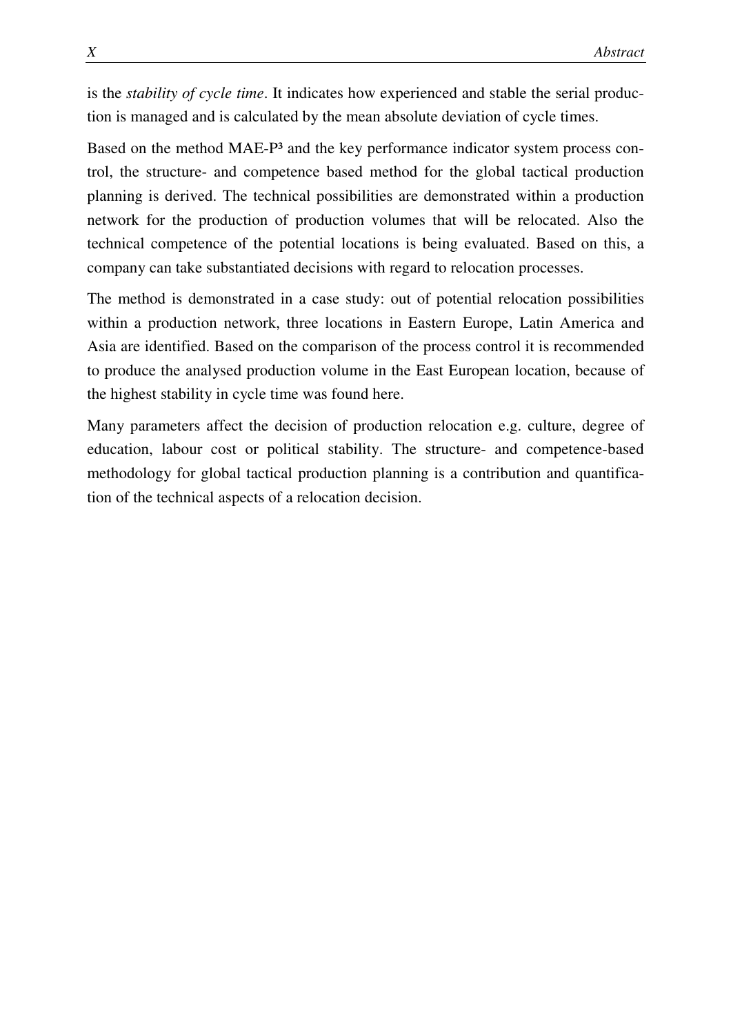is the *stability of cycle time*. It indicates how experienced and stable the serial production is managed and is calculated by the mean absolute deviation of cycle times.

Based on the method MAE-P³ and the key performance indicator system process control, the structure- and competence based method for the global tactical production planning is derived. The technical possibilities are demonstrated within a production network for the production of production volumes that will be relocated. Also the technical competence of the potential locations is being evaluated. Based on this, a company can take substantiated decisions with regard to relocation processes.

The method is demonstrated in a case study: out of potential relocation possibilities within a production network, three locations in Eastern Europe, Latin America and Asia are identified. Based on the comparison of the process control it is recommended to produce the analysed production volume in the East European location, because of the highest stability in cycle time was found here.

Many parameters affect the decision of production relocation e.g. culture, degree of education, labour cost or political stability. The structure- and competence-based methodology for global tactical production planning is a contribution and quantification of the technical aspects of a relocation decision.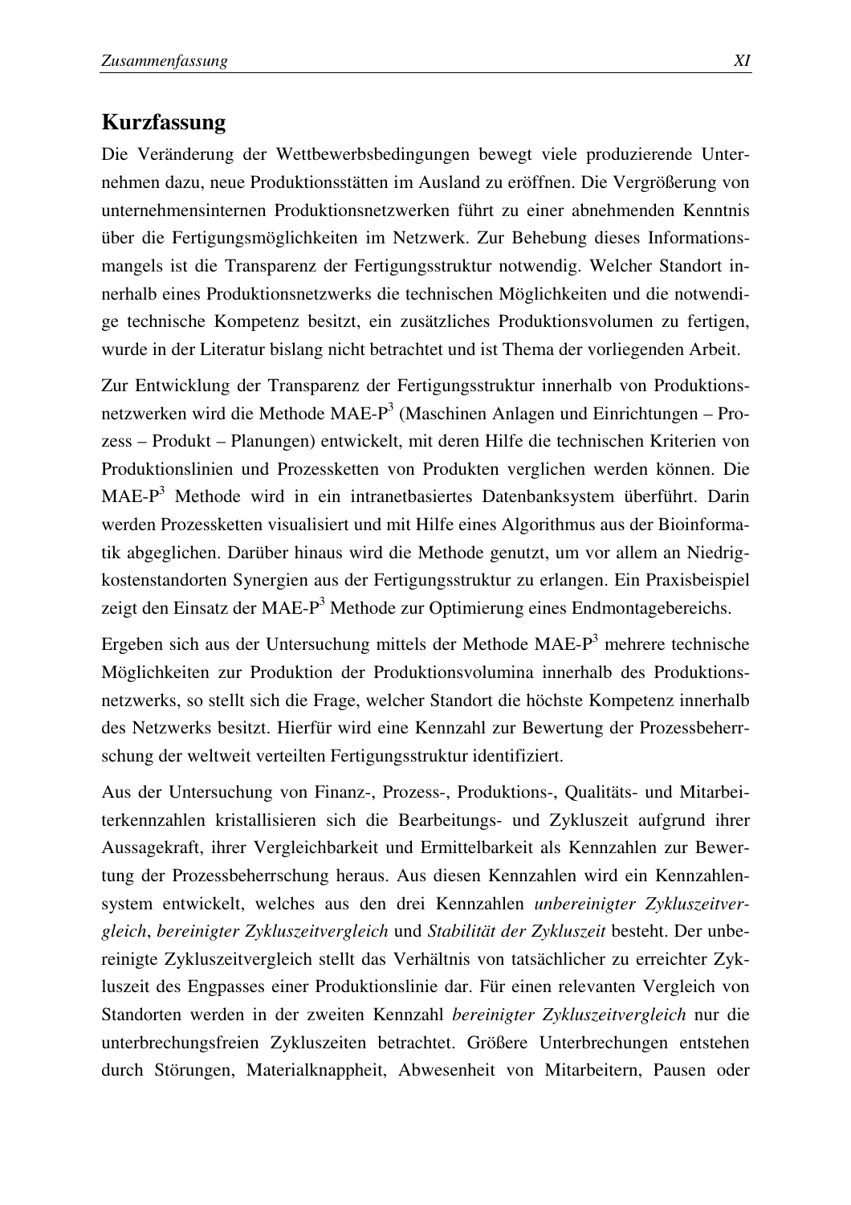## Kurzfassung

Die Veränderung der Wettbewerbsbedingungen bewegt viele produzierende Unternehmen dazu, neue Produktionsstätten im Ausland zu eröffnen. Die Vergrößerung von unternehmensinternen Produktionsnetzwerken führt zu einer abnehmenden Kenntnis über die Fertigungsmöglichkeiten im Netzwerk. Zur Behebung dieses Informationsmangels ist die Transparenz der Fertigungsstruktur notwendig. Welcher Standort innerhalb eines Produktionsnetzwerks die technischen Möglichkeiten und die notwendige technische Kompetenz besitzt, ein zusätzliches Produktionsvolumen zu fertigen, wurde in der Literatur bislang nicht betrachtet und ist Thema der vorliegenden Arbeit.

Zur Entwicklung der Transparenz der Fertigungsstruktur innerhalb von Produktionsnetzwerken wird die Methode MAE-P$^3$ (Maschinen Anlagen und Einrichtungen – Prozess – Produkt – Planungen) entwickelt, mit deren Hilfe die technischen Kriterien von Produktionslinien und Prozessketten von Produkten verglichen werden können. Die MAE-P$^3$ Methode wird in ein intranetbasiertes Datenbanksystem überführt. Darin werden Prozessketten visualisiert und mit Hilfe eines Algorithmus aus der Bioinformatik abgeglichen. Darüber hinaus wird die Methode genutzt, um vor allem an Niedrigkostenstandorten Synergien aus der Fertigungsstruktur zu erlangen. Ein Praxisbeispiel zeigt den Einsatz der MAE-P$^3$ Methode zur Optimierung eines Endmontagebereichs.

Ergeben sich aus der Untersuchung mittels der Methode MAE-P$^3$ mehrere technische Möglichkeiten zur Produktion der Produktionsvolumina innerhalb des Produktionsnetzwerks, so stellt sich die Frage, welcher Standort die höchste Kompetenz innerhalb des Netzwerks besitzt. Hierfür wird eine Kennzahl zur Bewertung der Prozessbeherrschung der weltweit verteilten Fertigungsstruktur identifiziert.

Aus der Untersuchung von Finanz-, Prozess-, Produktions-, Qualitäts- und Mitarbeiterkennzahlen kristallisieren sich die Bearbeitungs- und Zykluszeit aufgrund ihrer Aussagekraft, ihrer Vergleichbarkeit und Ermittelbarkeit als Kennzahlen zur Bewertung der Prozessbeherrschung heraus. Aus diesen Kennzahlen wird ein Kennzahlensystem entwickelt, welches aus den drei Kennzahlen *unbereinigter Zykluszeitvergleich*, *bereinigter Zykluszeitvergleich* und *Stabilität der Zykluszeit* besteht. Der unbereinigte Zykluszeitvergleich stellt das Verhältnis von tatsächlicher zu erreichter Zykluszeit des Engpasses einer Produktionslinie dar. Für einen relevanten Vergleich von Standorten werden in der zweiten Kennzahl *bereinigter Zykluszeitvergleich* nur die unterbrechungsfreien Zykluszeiten betrachtet. Größere Unterbrechungen entstehen durch Störungen, Materialknappheit, Abwesenheit von Mitarbeitern, Pausen oder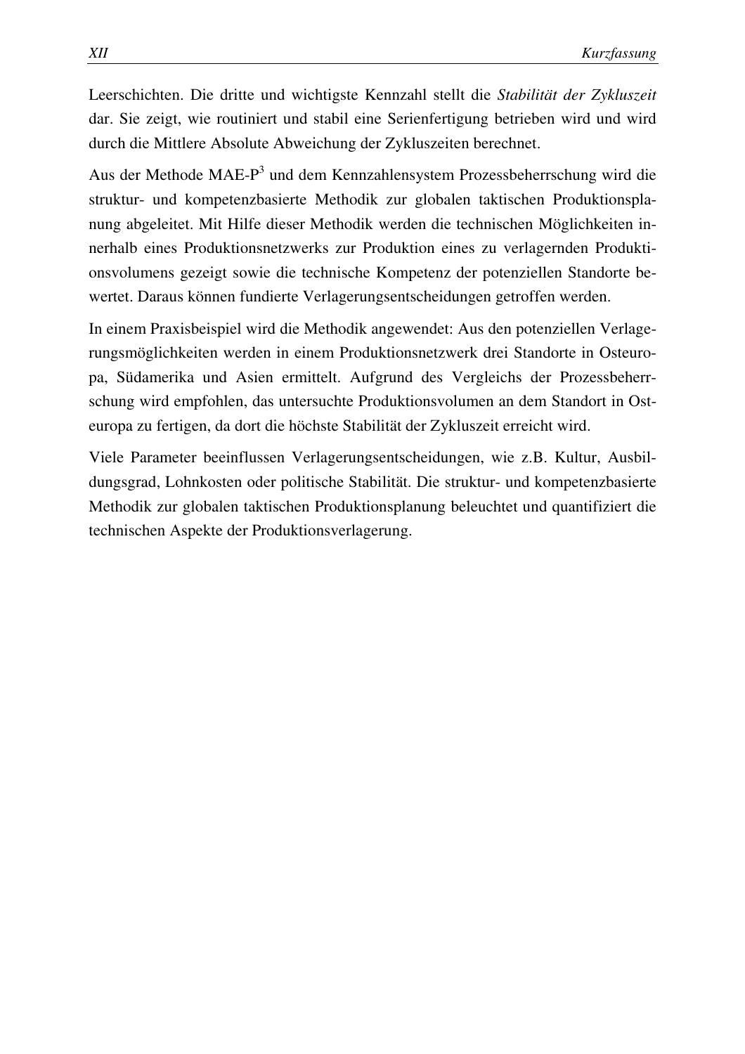Leerschichten. Die dritte und wichtigste Kennzahl stellt die *Stabilität der Zykluszeit* dar. Sie zeigt, wie routiniert und stabil eine Serienfertigung betrieben wird und wird durch die Mittlere Absolute Abweichung der Zykluszeiten berechnet.

Aus der Methode MAE-$P^3$ und dem Kennzahlensystem Prozessbeherrschung wird die struktur- und kompetenzbasierte Methodik zur globalen taktischen Produktionsplanung abgeleitet. Mit Hilfe dieser Methodik werden die technischen Möglichkeiten innerhalb eines Produktionsnetzwerks zur Produktion eines zu verlagernden Produktionsvolumens gezeigt sowie die technische Kompetenz der potenziellen Standorte bewertet. Daraus können fundierte Verlagerungsentscheidungen getroffen werden.

In einem Praxisbeispiel wird die Methodik angewendet: Aus den potenziellen Verlagerungsmöglichkeiten werden in einem Produktionsnetzwerk drei Standorte in Osteuropa, Südamerika und Asien ermittelt. Aufgrund des Vergleichs der Prozessbeherrschung wird empfohlen, das untersuchte Produktionsvolumen an dem Standort in Osteuropa zu fertigen, da dort die höchste Stabilität der Zykluszeit erreicht wird.

Viele Parameter beeinflussen Verlagerungsentscheidungen, wie z.B. Kultur, Ausbildungsgrad, Lohnkosten oder politische Stabilität. Die struktur- und kompetenzbasierte Methodik zur globalen taktischen Produktionsplanung beleuchtet und quantifiziert die technischen Aspekte der Produktionsverlagerung.